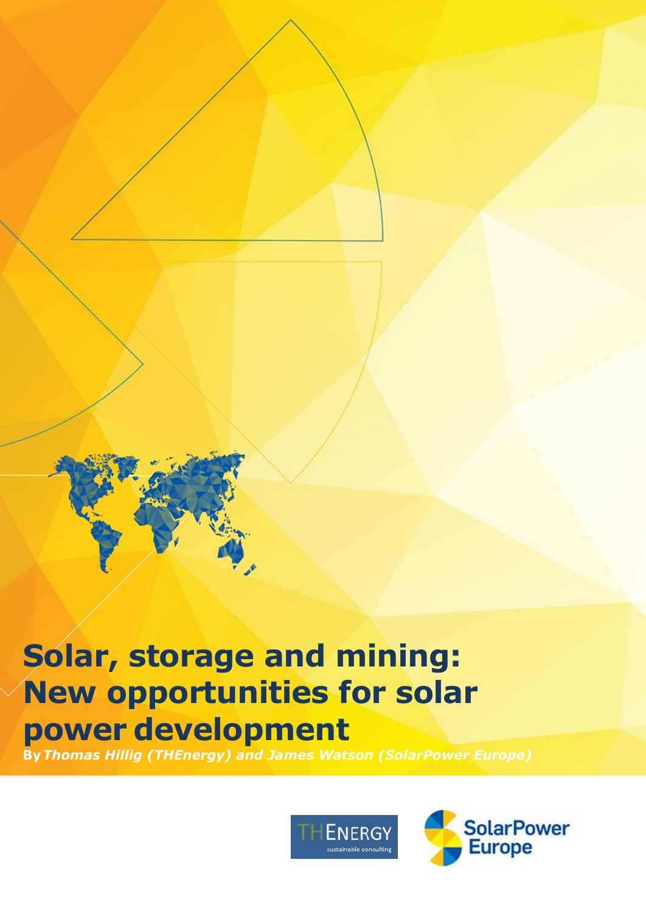# Solar, storage and mining: New opportunities for solar power development

**By** ***Thomas Hillig (THEnergy) and James Watson (SolarPower Europe)***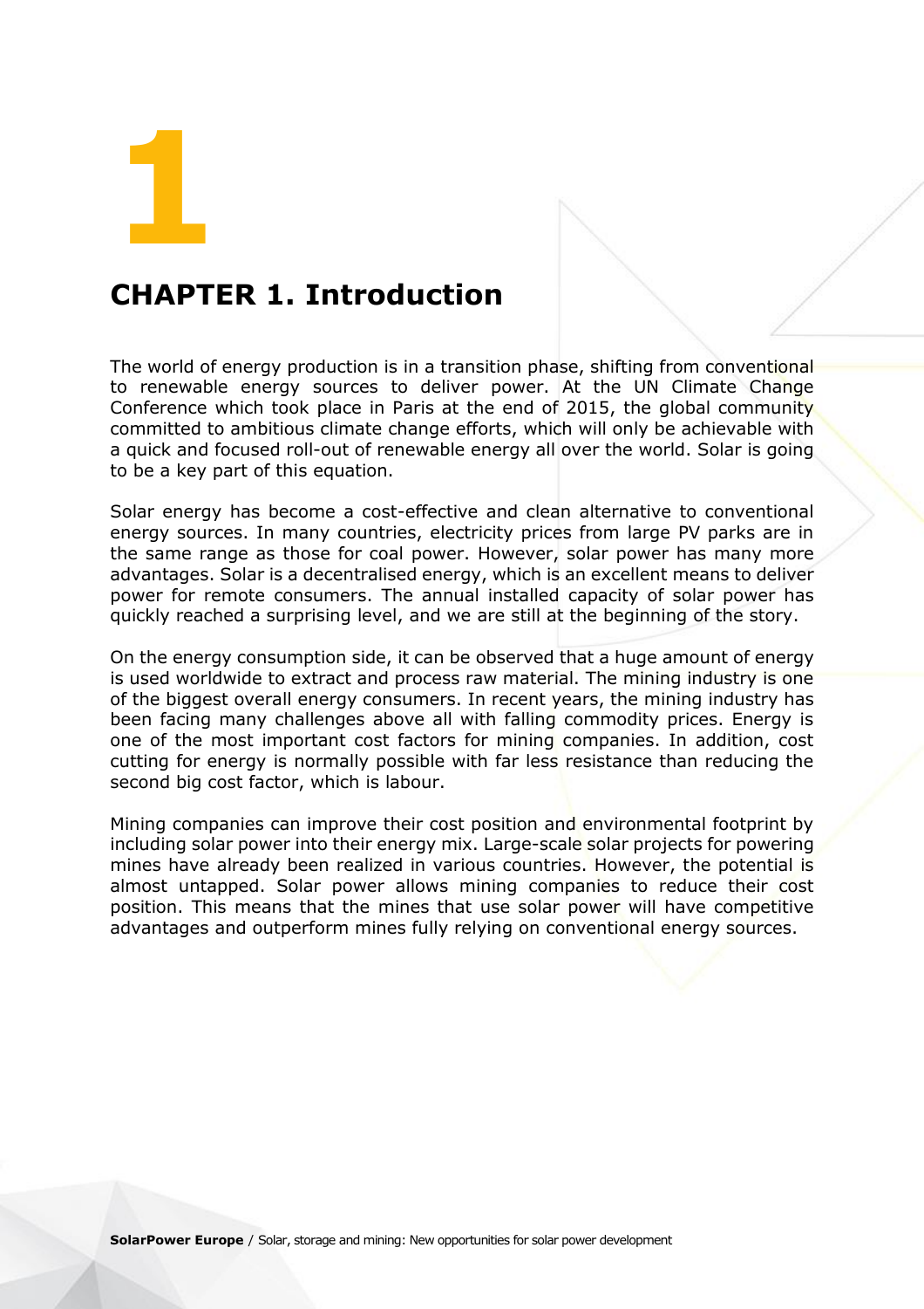# CHAPTER 1. Introduction

The world of energy production is in a transition phase, shifting from conventional to renewable energy sources to deliver power. At the UN Climate Change Conference which took place in Paris at the end of 2015, the global community committed to ambitious climate change efforts, which will only be achievable with a quick and focused roll-out of renewable energy all over the world. Solar is going to be a key part of this equation.

Solar energy has become a cost-effective and clean alternative to conventional energy sources. In many countries, electricity prices from large PV parks are in the same range as those for coal power. However, solar power has many more advantages. Solar is a decentralised energy, which is an excellent means to deliver power for remote consumers. The annual installed capacity of solar power has quickly reached a surprising level, and we are still at the beginning of the story.

On the energy consumption side, it can be observed that a huge amount of energy is used worldwide to extract and process raw material. The mining industry is one of the biggest overall energy consumers. In recent years, the mining industry has been facing many challenges above all with falling commodity prices. Energy is one of the most important cost factors for mining companies. In addition, cost cutting for energy is normally possible with far less resistance than reducing the second big cost factor, which is labour.

Mining companies can improve their cost position and environmental footprint by including solar power into their energy mix. Large-scale solar projects for powering mines have already been realized in various countries. However, the potential is almost untapped. Solar power allows mining companies to reduce their cost position. This means that the mines that use solar power will have competitive advantages and outperform mines fully relying on conventional energy sources.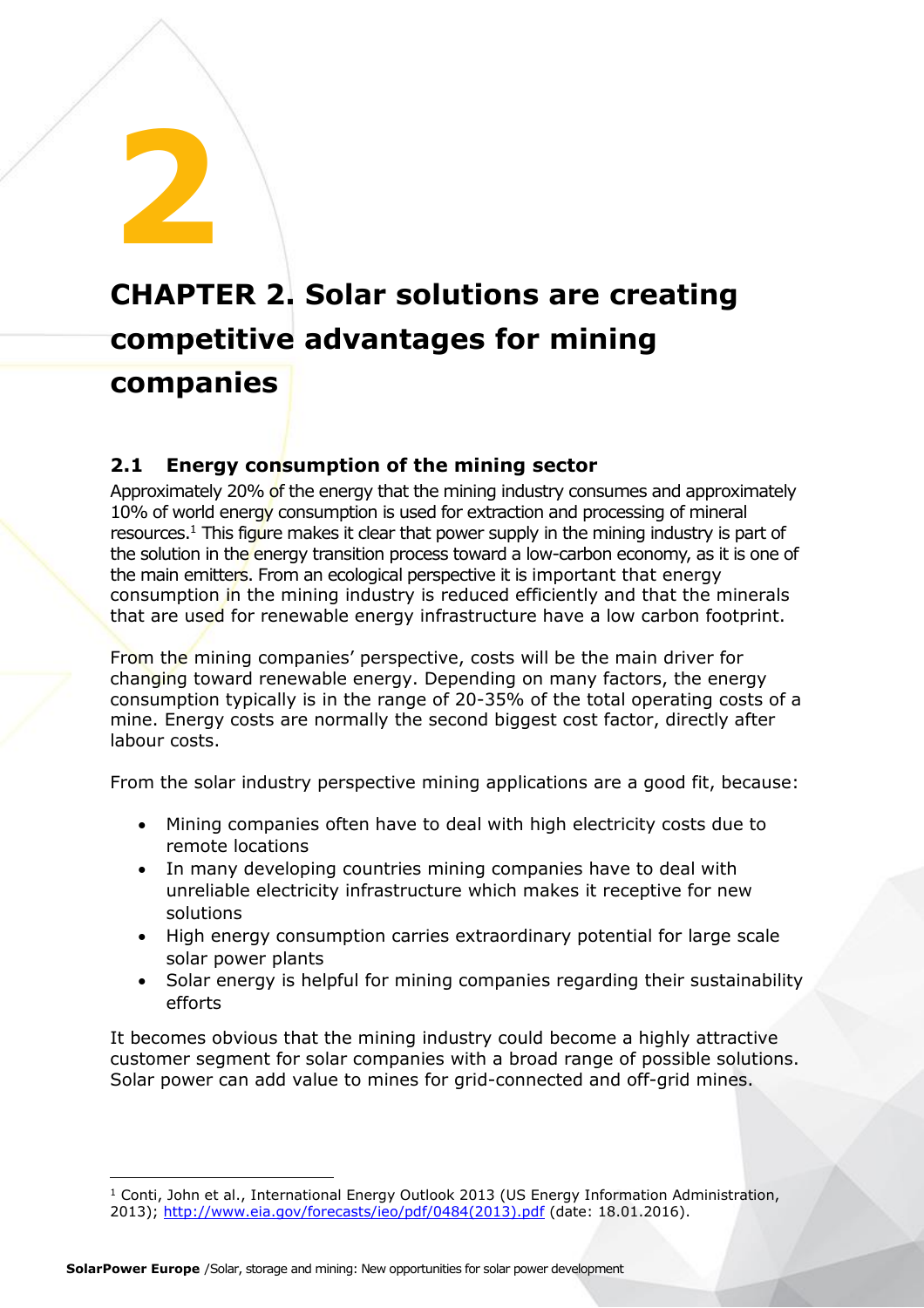# 2

# CHAPTER 2. Solar solutions are creating competitive advantages for mining companies

## 2.1 Energy consumption of the mining sector

Approximately 20% of the energy that the mining industry consumes and approximately 10% of world energy consumption is used for extraction and processing of mineral resources.[1] This figure makes it clear that power supply in the mining industry is part of the solution in the energy transition process toward a low-carbon economy, as it is one of the main emitters. From an ecological perspective it is important that energy consumption in the mining industry is reduced efficiently and that the minerals that are used for renewable energy infrastructure have a low carbon footprint.

From the mining companies' perspective, costs will be the main driver for changing toward renewable energy. Depending on many factors, the energy consumption typically is in the range of 20-35% of the total operating costs of a mine. Energy costs are normally the second biggest cost factor, directly after labour costs.

From the solar industry perspective mining applications are a good fit, because:

- Mining companies often have to deal with high electricity costs due to remote locations
- In many developing countries mining companies have to deal with unreliable electricity infrastructure which makes it receptive for new solutions
- High energy consumption carries extraordinary potential for large scale solar power plants
- Solar energy is helpful for mining companies regarding their sustainability efforts

It becomes obvious that the mining industry could become a highly attractive customer segment for solar companies with a broad range of possible solutions. Solar power can add value to mines for grid-connected and off-grid mines.

---

[1] Conti, John et al., International Energy Outlook 2013 (US Energy Information Administration, 2013); http://www.eia.gov/forecasts/ieo/pdf/0484(2013).pdf (date: 18.01.2016).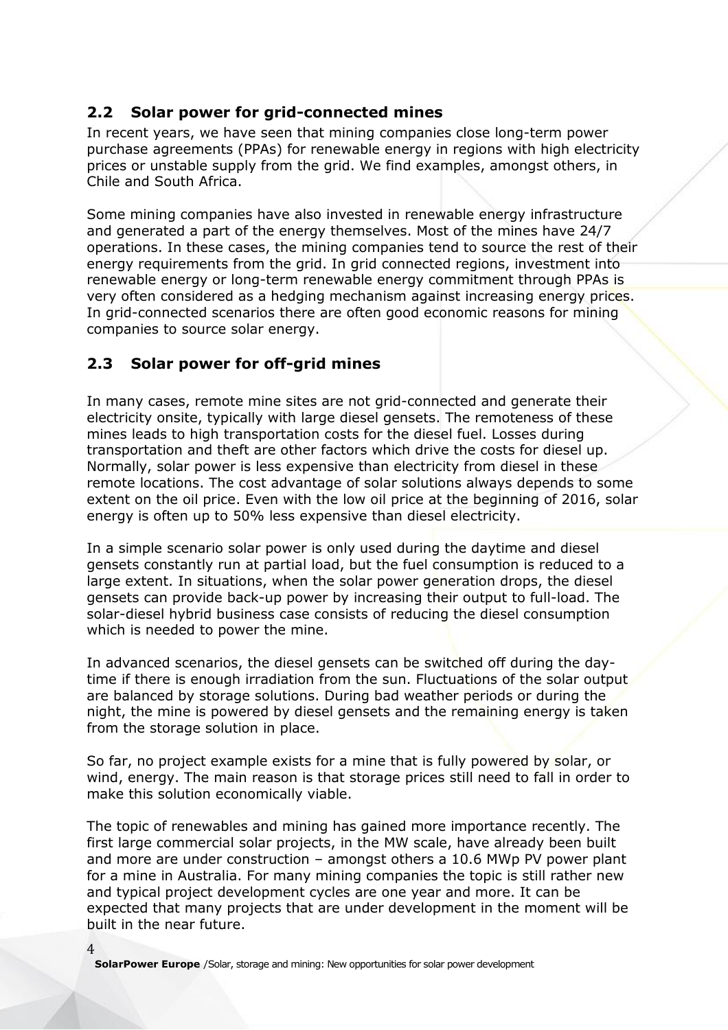## 2.2 Solar power for grid-connected mines

In recent years, we have seen that mining companies close long-term power purchase agreements (PPAs) for renewable energy in regions with high electricity prices or unstable supply from the grid. We find examples, amongst others, in Chile and South Africa.

Some mining companies have also invested in renewable energy infrastructure and generated a part of the energy themselves. Most of the mines have 24/7 operations. In these cases, the mining companies tend to source the rest of their energy requirements from the grid. In grid connected regions, investment into renewable energy or long-term renewable energy commitment through PPAs is very often considered as a hedging mechanism against increasing energy prices. In grid-connected scenarios there are often good economic reasons for mining companies to source solar energy.

## 2.3 Solar power for off-grid mines

In many cases, remote mine sites are not grid-connected and generate their electricity onsite, typically with large diesel gensets. The remoteness of these mines leads to high transportation costs for the diesel fuel. Losses during transportation and theft are other factors which drive the costs for diesel up. Normally, solar power is less expensive than electricity from diesel in these remote locations. The cost advantage of solar solutions always depends to some extent on the oil price. Even with the low oil price at the beginning of 2016, solar energy is often up to 50% less expensive than diesel electricity.

In a simple scenario solar power is only used during the daytime and diesel gensets constantly run at partial load, but the fuel consumption is reduced to a large extent. In situations, when the solar power generation drops, the diesel gensets can provide back-up power by increasing their output to full-load. The solar-diesel hybrid business case consists of reducing the diesel consumption which is needed to power the mine.

In advanced scenarios, the diesel gensets can be switched off during the day-time if there is enough irradiation from the sun. Fluctuations of the solar output are balanced by storage solutions. During bad weather periods or during the night, the mine is powered by diesel gensets and the remaining energy is taken from the storage solution in place.

So far, no project example exists for a mine that is fully powered by solar, or wind, energy. The main reason is that storage prices still need to fall in order to make this solution economically viable.

The topic of renewables and mining has gained more importance recently. The first large commercial solar projects, in the MW scale, have already been built and more are under construction – amongst others a 10.6 MWp PV power plant for a mine in Australia. For many mining companies the topic is still rather new and typical project development cycles are one year and more. It can be expected that many projects that are under development in the moment will be built in the near future.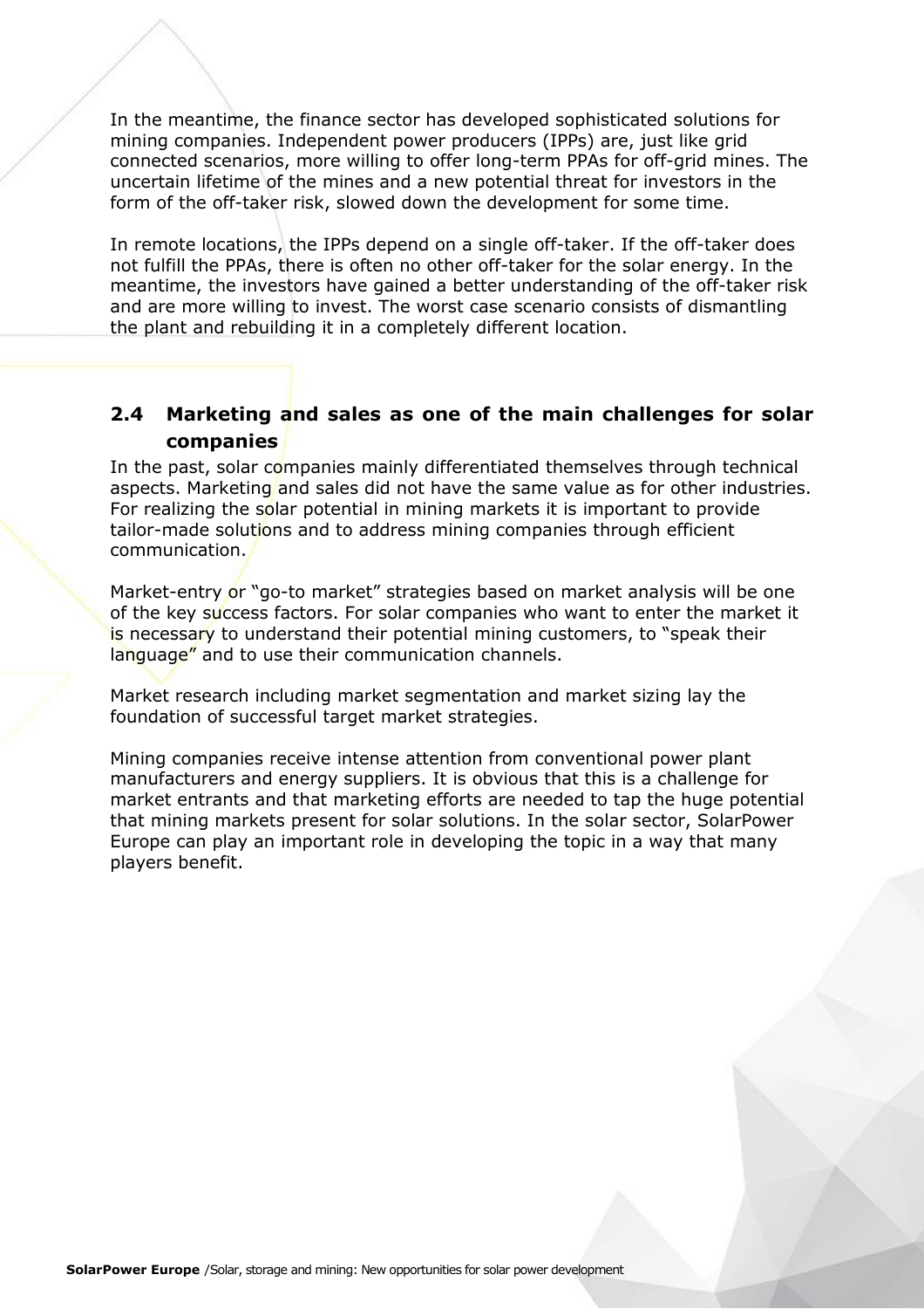In the meantime, the finance sector has developed sophisticated solutions for mining companies. Independent power producers (IPPs) are, just like grid connected scenarios, more willing to offer long-term PPAs for off-grid mines. The uncertain lifetime of the mines and a new potential threat for investors in the form of the off-taker risk, slowed down the development for some time.

In remote locations, the IPPs depend on a single off-taker. If the off-taker does not fulfill the PPAs, there is often no other off-taker for the solar energy. In the meantime, the investors have gained a better understanding of the off-taker risk and are more willing to invest. The worst case scenario consists of dismantling the plant and rebuilding it in a completely different location.

## 2.4 Marketing and sales as one of the main challenges for solar companies

In the past, solar companies mainly differentiated themselves through technical aspects. Marketing and sales did not have the same value as for other industries. For realizing the solar potential in mining markets it is important to provide tailor-made solutions and to address mining companies through efficient communication.

Market-entry or "go-to market" strategies based on market analysis will be one of the key success factors. For solar companies who want to enter the market it is necessary to understand their potential mining customers, to "speak their language" and to use their communication channels.

Market research including market segmentation and market sizing lay the foundation of successful target market strategies.

Mining companies receive intense attention from conventional power plant manufacturers and energy suppliers. It is obvious that this is a challenge for market entrants and that marketing efforts are needed to tap the huge potential that mining markets present for solar solutions. In the solar sector, SolarPower Europe can play an important role in developing the topic in a way that many players benefit.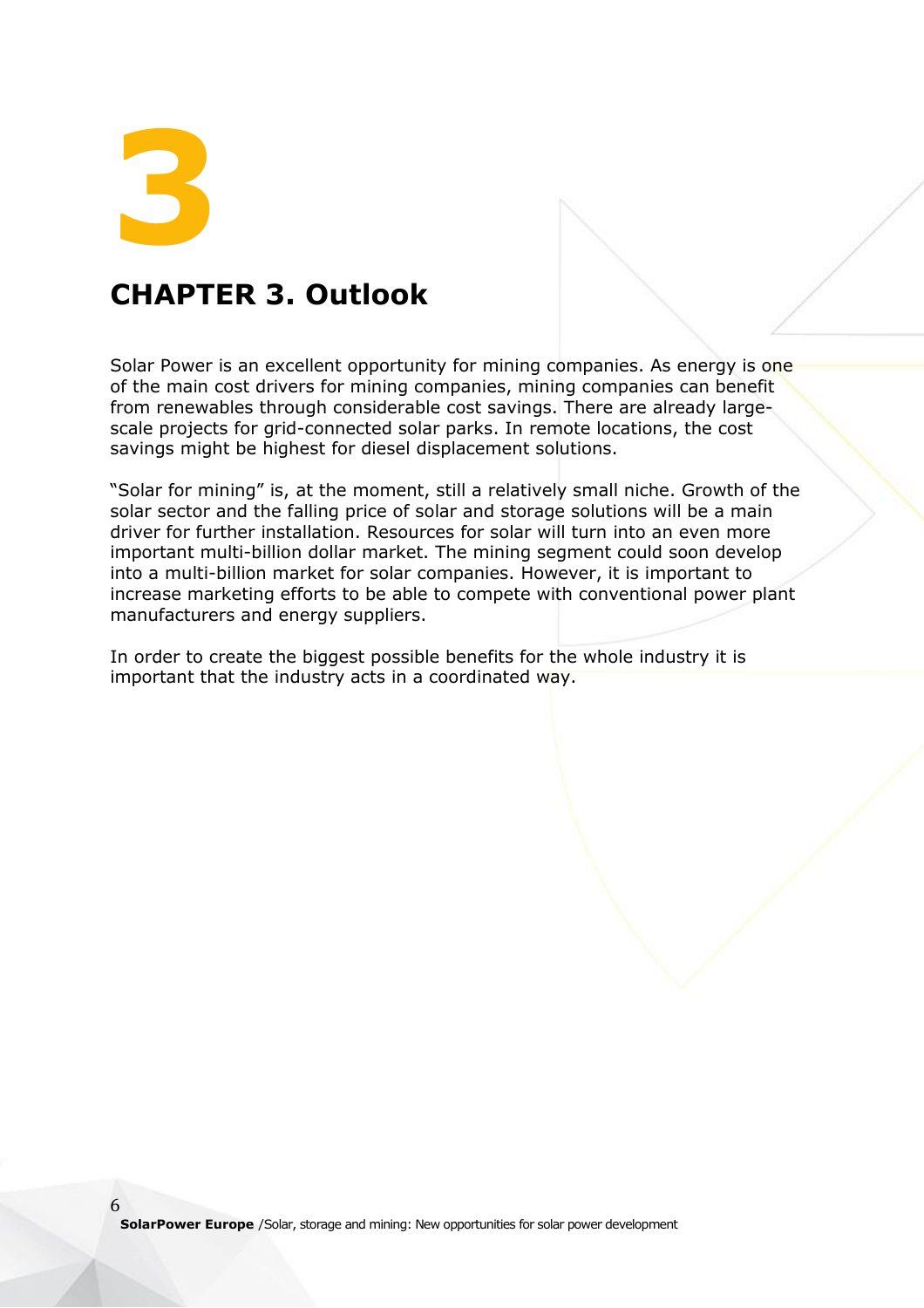# 3

# CHAPTER 3. Outlook

Solar Power is an excellent opportunity for mining companies. As energy is one of the main cost drivers for mining companies, mining companies can benefit from renewables through considerable cost savings. There are already large-scale projects for grid-connected solar parks. In remote locations, the cost savings might be highest for diesel displacement solutions.

"Solar for mining" is, at the moment, still a relatively small niche. Growth of the solar sector and the falling price of solar and storage solutions will be a main driver for further installation. Resources for solar will turn into an even more important multi-billion dollar market. The mining segment could soon develop into a multi-billion market for solar companies. However, it is important to increase marketing efforts to be able to compete with conventional power plant manufacturers and energy suppliers.

In order to create the biggest possible benefits for the whole industry it is important that the industry acts in a coordinated way.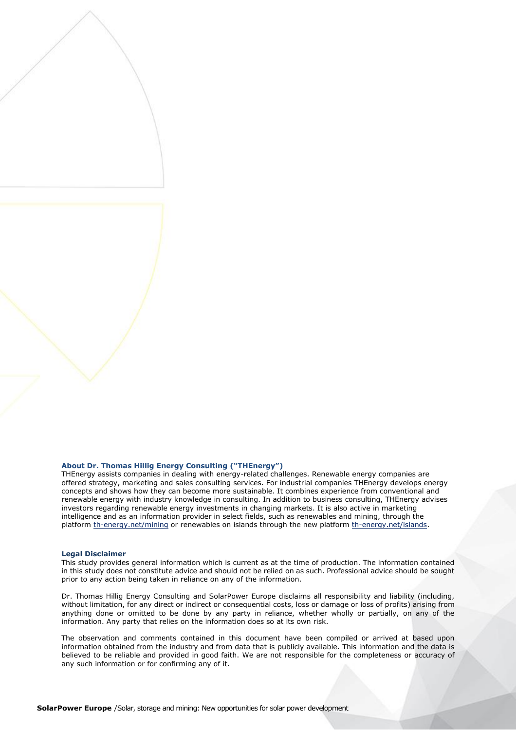### About Dr. Thomas Hillig Energy Consulting ("THEnergy")

THEnergy assists companies in dealing with energy-related challenges. Renewable energy companies are offered strategy, marketing and sales consulting services. For industrial companies THEnergy develops energy concepts and shows how they can become more sustainable. It combines experience from conventional and renewable energy with industry knowledge in consulting. In addition to business consulting, THEnergy advises investors regarding renewable energy investments in changing markets. It is also active in marketing intelligence and as an information provider in select fields, such as renewables and mining, through the platform th-energy.net/mining or renewables on islands through the new platform th-energy.net/islands.

### Legal Disclaimer

This study provides general information which is current as at the time of production. The information contained in this study does not constitute advice and should not be relied on as such. Professional advice should be sought prior to any action being taken in reliance on any of the information.

Dr. Thomas Hillig Energy Consulting and SolarPower Europe disclaims all responsibility and liability (including, without limitation, for any direct or indirect or consequential costs, loss or damage or loss of profits) arising from anything done or omitted to be done by any party in reliance, whether wholly or partially, on any of the information. Any party that relies on the information does so at its own risk.

The observation and comments contained in this document have been compiled or arrived at based upon information obtained from the industry and from data that is publicly available. This information and the data is believed to be reliable and provided in good faith. We are not responsible for the completeness or accuracy of any such information or for confirming any of it.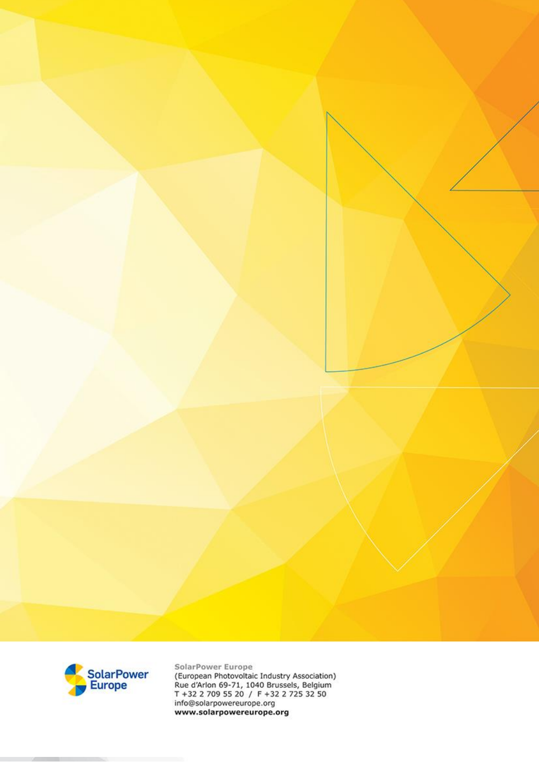SolarPower Europe
(European Photovoltaic Industry Association)
Rue d'Arlon 69-71, 1040 Brussels, Belgium
T +32 2 709 55 20 / F +32 2 725 32 50
info@solarpowereurope.org
**www.solarpowereurope.org**